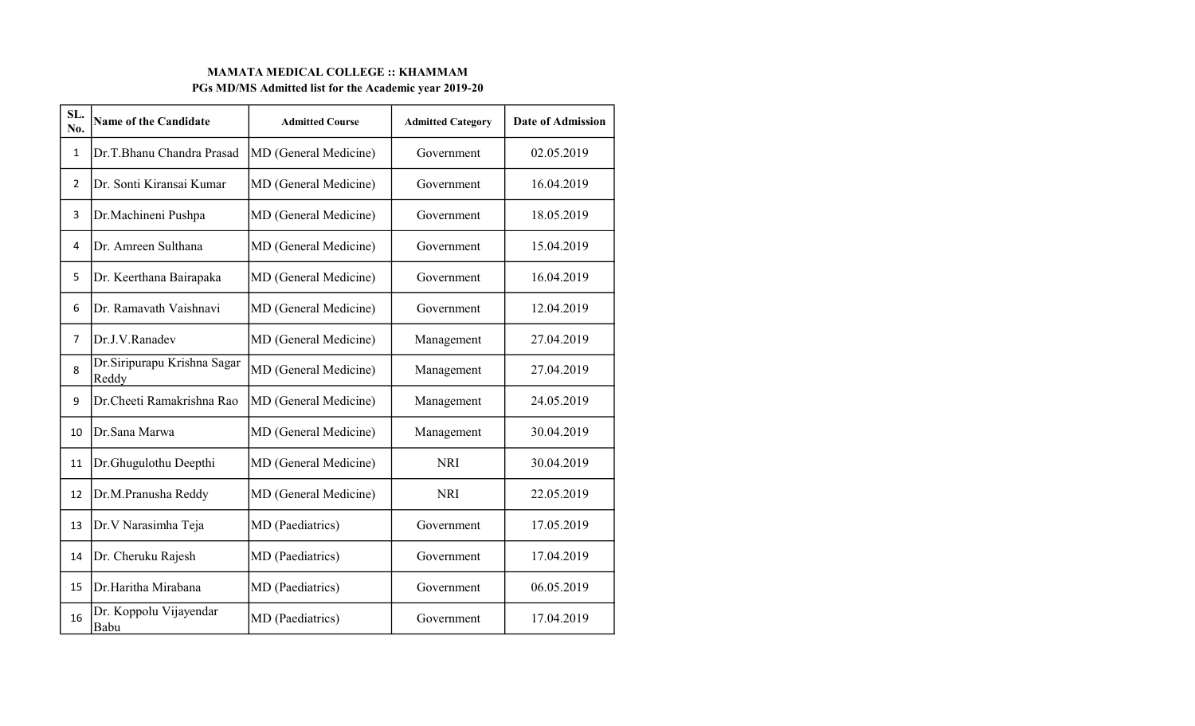**MAMATA MEDICAL COLLEGE :: KHAMMAM**

**PGs MD/MS Admitted list for the Academic year 2019-20**

| SL. No. | Name of the Candidate | Admitted Course | Admitted Category | Date of Admission |
|---|---|---|---|---|
| 1 | Dr.T.Bhanu Chandra Prasad | MD (General Medicine) | Government | 02.05.2019 |
| 2 | Dr. Sonti Kiransai Kumar | MD (General Medicine) | Government | 16.04.2019 |
| 3 | Dr.Machineni Pushpa | MD (General Medicine) | Government | 18.05.2019 |
| 4 | Dr. Amreen Sulthana | MD (General Medicine) | Government | 15.04.2019 |
| 5 | Dr. Keerthana Bairapaka | MD (General Medicine) | Government | 16.04.2019 |
| 6 | Dr. Ramavath Vaishnavi | MD (General Medicine) | Government | 12.04.2019 |
| 7 | Dr.J.V.Ranadev | MD (General Medicine) | Management | 27.04.2019 |
| 8 | Dr.Siripurapu Krishna Sagar Reddy | MD (General Medicine) | Management | 27.04.2019 |
| 9 | Dr.Cheeti Ramakrishna Rao | MD (General Medicine) | Management | 24.05.2019 |
| 10 | Dr.Sana Marwa | MD (General Medicine) | Management | 30.04.2019 |
| 11 | Dr.Ghugulothu Deepthi | MD (General Medicine) | NRI | 30.04.2019 |
| 12 | Dr.M.Pranusha Reddy | MD (General Medicine) | NRI | 22.05.2019 |
| 13 | Dr.V Narasimha Teja | MD (Paediatrics) | Government | 17.05.2019 |
| 14 | Dr. Cheruku Rajesh | MD (Paediatrics) | Government | 17.04.2019 |
| 15 | Dr.Haritha Mirabana | MD (Paediatrics) | Government | 06.05.2019 |
| 16 | Dr. Koppolu Vijayendar Babu | MD (Paediatrics) | Government | 17.04.2019 |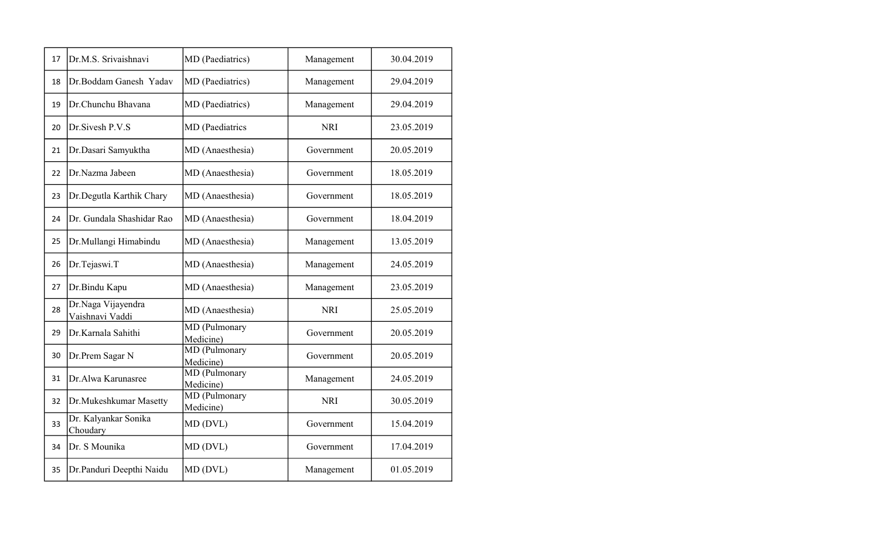| 17 | Dr.M.S. Srivaishnavi | MD (Paediatrics) | Management | 30.04.2019 |
|---|---|---|---|---|
| 18 | Dr.Boddam Ganesh Yadav | MD (Paediatrics) | Management | 29.04.2019 |
| 19 | Dr.Chunchu Bhavana | MD (Paediatrics) | Management | 29.04.2019 |
| 20 | Dr.Sivesh P.V.S | MD (Paediatrics | NRI | 23.05.2019 |
| 21 | Dr.Dasari Samyuktha | MD (Anaesthesia) | Government | 20.05.2019 |
| 22 | Dr.Nazma Jabeen | MD (Anaesthesia) | Government | 18.05.2019 |
| 23 | Dr.Degutla Karthik Chary | MD (Anaesthesia) | Government | 18.05.2019 |
| 24 | Dr. Gundala Shashidar Rao | MD (Anaesthesia) | Government | 18.04.2019 |
| 25 | Dr.Mullangi Himabindu | MD (Anaesthesia) | Management | 13.05.2019 |
| 26 | Dr.Tejaswi.T | MD (Anaesthesia) | Management | 24.05.2019 |
| 27 | Dr.Bindu Kapu | MD (Anaesthesia) | Management | 23.05.2019 |
| 28 | Dr.Naga Vijayendra Vaishnavi Vaddi | MD (Anaesthesia) | NRI | 25.05.2019 |
| 29 | Dr.Karnala Sahithi | MD (Pulmonary Medicine) | Government | 20.05.2019 |
| 30 | Dr.Prem Sagar N | MD (Pulmonary Medicine) | Government | 20.05.2019 |
| 31 | Dr.Alwa Karunasree | MD (Pulmonary Medicine) | Management | 24.05.2019 |
| 32 | Dr.Mukeshkumar Masetty | MD (Pulmonary Medicine) | NRI | 30.05.2019 |
| 33 | Dr. Kalyankar Sonika Choudary | MD (DVL) | Government | 15.04.2019 |
| 34 | Dr. S Mounika | MD (DVL) | Government | 17.04.2019 |
| 35 | Dr.Panduri Deepthi Naidu | MD (DVL) | Management | 01.05.2019 |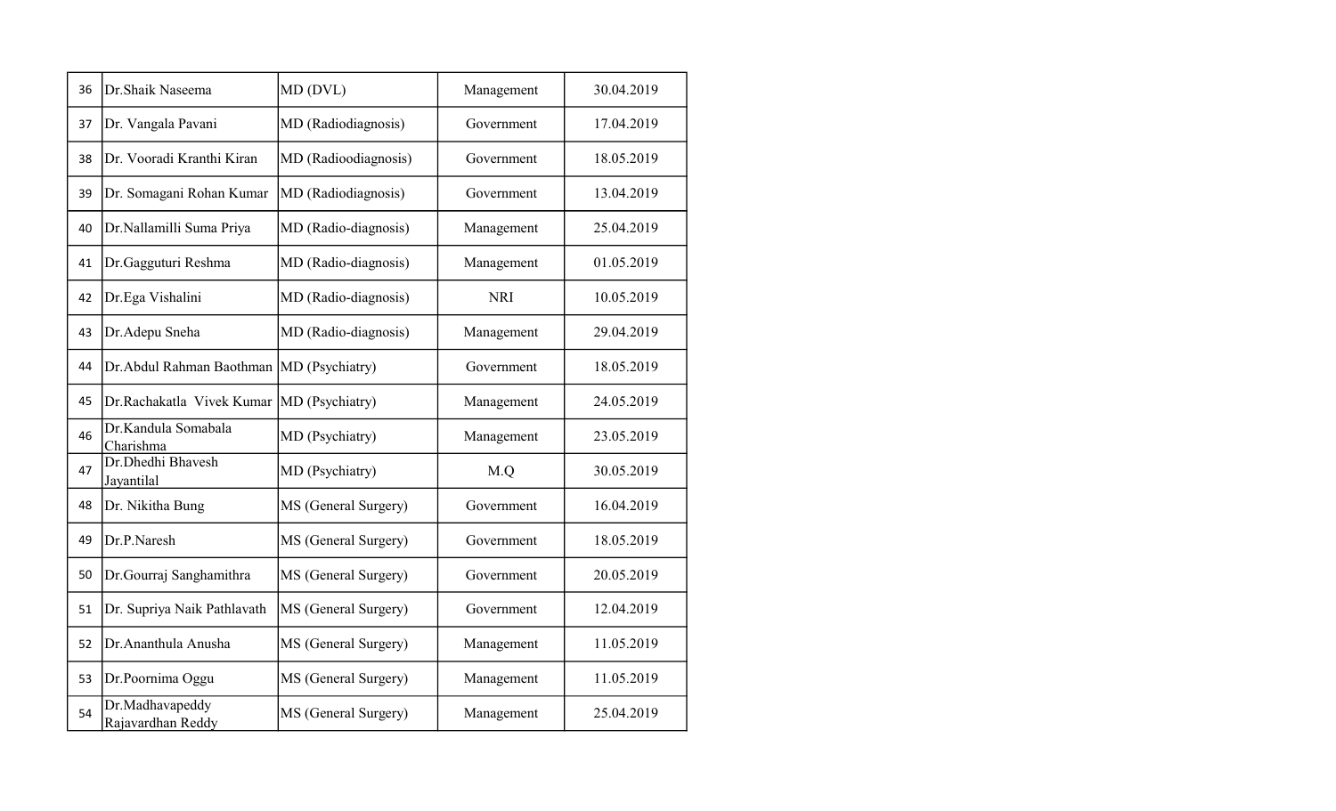| | | | | |
|---|---|---|---|---|
| 36 | Dr.Shaik Naseema | MD (DVL) | Management | 30.04.2019 |
| 37 | Dr. Vangala Pavani | MD (Radiodiagnosis) | Government | 17.04.2019 |
| 38 | Dr. Vooradi Kranthi Kiran | MD (Radioodiagnosis) | Government | 18.05.2019 |
| 39 | Dr. Somagani Rohan Kumar | MD (Radiodiagnosis) | Government | 13.04.2019 |
| 40 | Dr.Nallamilli Suma Priya | MD (Radio-diagnosis) | Management | 25.04.2019 |
| 41 | Dr.Gagguturi Reshma | MD (Radio-diagnosis) | Management | 01.05.2019 |
| 42 | Dr.Ega Vishalini | MD (Radio-diagnosis) | NRI | 10.05.2019 |
| 43 | Dr.Adepu Sneha | MD (Radio-diagnosis) | Management | 29.04.2019 |
| 44 | Dr.Abdul Rahman Baothman | MD (Psychiatry) | Government | 18.05.2019 |
| 45 | Dr.Rachakatla Vivek Kumar | MD (Psychiatry) | Management | 24.05.2019 |
| 46 | Dr.Kandula Somabala Charishma | MD (Psychiatry) | Management | 23.05.2019 |
| 47 | Dr.Dhedhi Bhavesh Jayantilal | MD (Psychiatry) | M.Q | 30.05.2019 |
| 48 | Dr. Nikitha Bung | MS (General Surgery) | Government | 16.04.2019 |
| 49 | Dr.P.Naresh | MS (General Surgery) | Government | 18.05.2019 |
| 50 | Dr.Gourraj Sanghamithra | MS (General Surgery) | Government | 20.05.2019 |
| 51 | Dr. Supriya Naik Pathlavath | MS (General Surgery) | Government | 12.04.2019 |
| 52 | Dr.Ananthula Anusha | MS (General Surgery) | Management | 11.05.2019 |
| 53 | Dr.Poornima Oggu | MS (General Surgery) | Management | 11.05.2019 |
| 54 | Dr.Madhavapeddy Rajavardhan Reddy | MS (General Surgery) | Management | 25.04.2019 |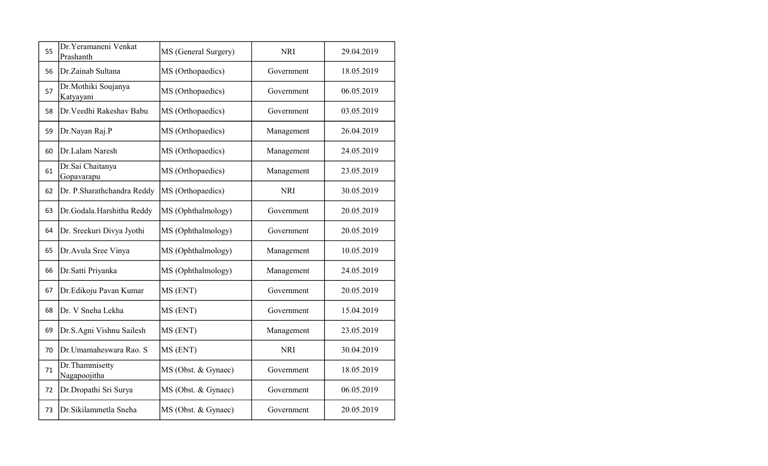| | | | | |
|---|---|---|---|---|
| 55 | Dr.Yeramaneni Venkat Prashanth | MS (General Surgery) | NRI | 29.04.2019 |
| 56 | Dr.Zainab Sultana | MS (Orthopaedics) | Government | 18.05.2019 |
| 57 | Dr.Mothiki Soujanya Katyayani | MS (Orthopaedics) | Government | 06.05.2019 |
| 58 | Dr.Veedhi Rakeshav Babu | MS (Orthopaedics) | Government | 03.05.2019 |
| 59 | Dr.Nayan Raj.P | MS (Orthopaedics) | Management | 26.04.2019 |
| 60 | Dr.Lalam Naresh | MS (Orthopaedics) | Management | 24.05.2019 |
| 61 | Dr.Sai Chaitanya Gopavarapu | MS (Orthopaedics) | Management | 23.05.2019 |
| 62 | Dr. P.Sharathchandra Reddy | MS (Orthopaedics) | NRI | 30.05.2019 |
| 63 | Dr.Godala.Harshitha Reddy | MS (Ophthalmology) | Government | 20.05.2019 |
| 64 | Dr. Sreekuri Divya Jyothi | MS (Ophthalmology) | Government | 20.05.2019 |
| 65 | Dr.Avula Sree Vinya | MS (Ophthalmology) | Management | 10.05.2019 |
| 66 | Dr.Satti Priyanka | MS (Ophthalmology) | Management | 24.05.2019 |
| 67 | Dr.Edikoju Pavan Kumar | MS (ENT) | Government | 20.05.2019 |
| 68 | Dr. V Sneha Lekha | MS (ENT) | Government | 15.04.2019 |
| 69 | Dr.S.Agni Vishnu Sailesh | MS (ENT) | Management | 23.05.2019 |
| 70 | Dr.Umamaheswara Rao. S | MS (ENT) | NRI | 30.04.2019 |
| 71 | Dr.Thammisetty Nagapoojitha | MS (Obst. & Gynaec) | Government | 18.05.2019 |
| 72 | Dr.Dropathi Sri Surya | MS (Obst. & Gynaec) | Government | 06.05.2019 |
| 73 | Dr.Sikilammetla Sneha | MS (Obst. & Gynaec) | Government | 20.05.2019 |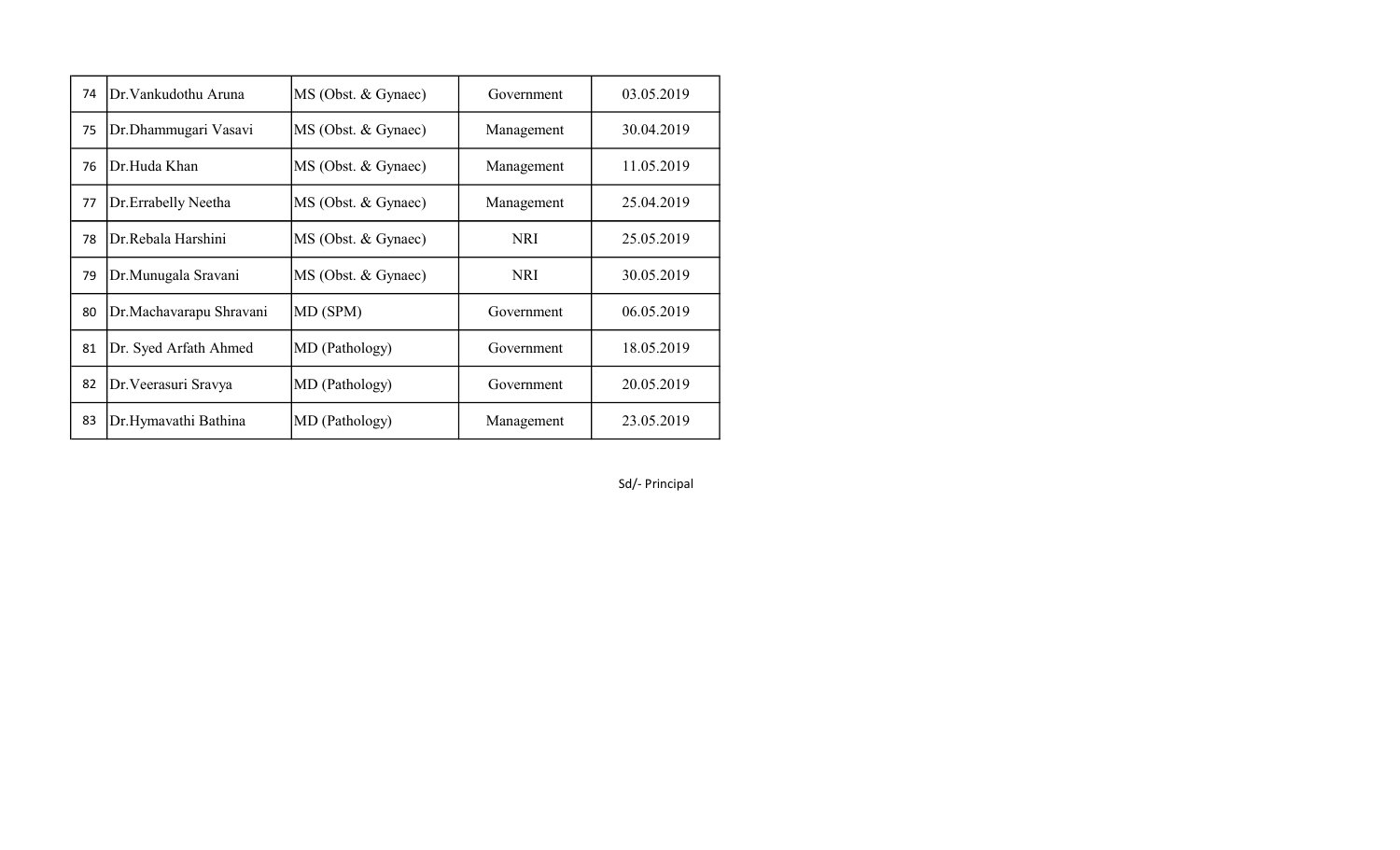| | | | | |
|---|---|---|---|---|
| 74 | Dr.Vankudothu Aruna | MS (Obst. & Gynaec) | Government | 03.05.2019 |
| 75 | Dr.Dhammugari Vasavi | MS (Obst. & Gynaec) | Management | 30.04.2019 |
| 76 | Dr.Huda Khan | MS (Obst. & Gynaec) | Management | 11.05.2019 |
| 77 | Dr.Errabelly Neetha | MS (Obst. & Gynaec) | Management | 25.04.2019 |
| 78 | Dr.Rebala Harshini | MS (Obst. & Gynaec) | NRI | 25.05.2019 |
| 79 | Dr.Munugala Sravani | MS (Obst. & Gynaec) | NRI | 30.05.2019 |
| 80 | Dr.Machavarapu Shravani | MD (SPM) | Government | 06.05.2019 |
| 81 | Dr. Syed Arfath Ahmed | MD (Pathology) | Government | 18.05.2019 |
| 82 | Dr.Veerasuri Sravya | MD (Pathology) | Government | 20.05.2019 |
| 83 | Dr.Hymavathi Bathina | MD (Pathology) | Management | 23.05.2019 |

Sd/- Principal